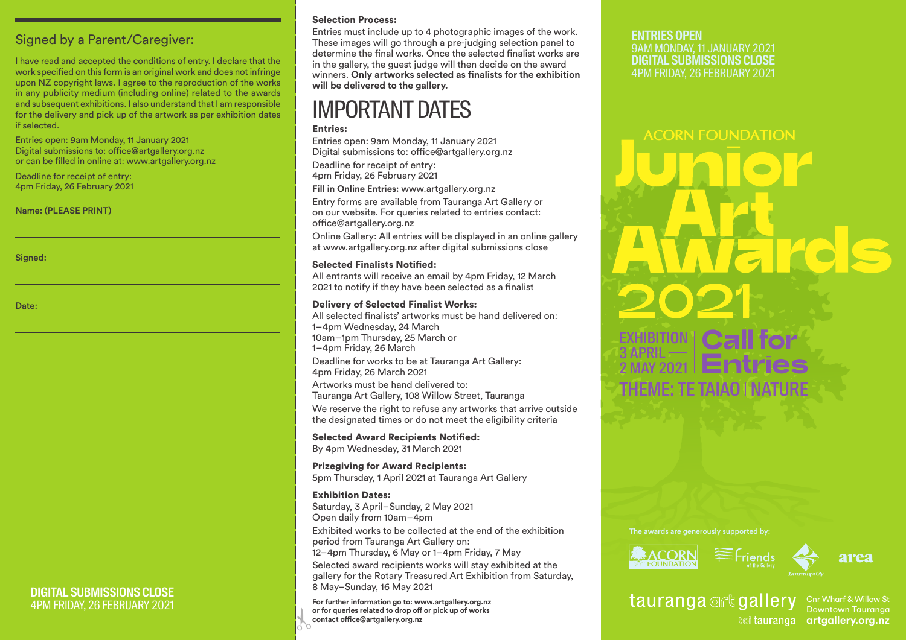## Signed by a Parent/Caregiver:

I have read and accepted the conditions of entry. I declare that the work specified on this form is an original work and does not infringe upon NZ copyright laws. I agree to the reproduction of the works in any publicity medium (including online) related to the awards and subsequent exhibitions. I also understand that I am responsible for the delivery and pick up of the artwork as per exhibition dates if selected.

Entries open: 9am Monday, 11 January 2021
Digital submissions to: office@artgallery.org.nz
or can be filled in online at: www.artgallery.org.nz

Deadline for receipt of entry:
4pm Friday, 26 February 2021

**Name: (PLEASE PRINT)**

**Signed:**

**Date:**

**DIGITAL SUBMISSIONS CLOSE**
4PM FRIDAY, 26 FEBRUARY 2021

**Selection Process:**
Entries must include up to 4 photographic images of the work. These images will go through a pre-judging selection panel to determine the final works. Once the selected finalist works are in the gallery, the guest judge will then decide on the award winners. **Only artworks selected as finalists for the exhibition will be delivered to the gallery.**

# IMPORTANT DATES

**Entries:**
Entries open: 9am Monday, 11 January 2021
Digital submissions to: office@artgallery.org.nz

Deadline for receipt of entry:
4pm Friday, 26 February 2021

**Fill in Online Entries:** www.artgallery.org.nz

Entry forms are available from Tauranga Art Gallery or on our website. For queries related to entries contact: office@artgallery.org.nz

Online Gallery: All entries will be displayed in an online gallery at www.artgallery.org.nz after digital submissions close

**Selected Finalists Notified:**
All entrants will receive an email by 4pm Friday, 12 March 2021 to notify if they have been selected as a finalist

**Delivery of Selected Finalist Works:**
All selected finalists' artworks must be hand delivered on:
1–4pm Wednesday, 24 March
10am–1pm Thursday, 25 March or
1–4pm Friday, 26 March

Deadline for works to be at Tauranga Art Gallery:
4pm Friday, 26 March 2021

Artworks must be hand delivered to:
Tauranga Art Gallery, 108 Willow Street, Tauranga

We reserve the right to refuse any artworks that arrive outside the designated times or do not meet the eligibility criteria

**Selected Award Recipients Notified:**
By 4pm Wednesday, 31 March 2021

**Prizegiving for Award Recipients:**
5pm Thursday, 1 April 2021 at Tauranga Art Gallery

**Exhibition Dates:**
Saturday, 3 April–Sunday, 2 May 2021
Open daily from 10am–4pm

Exhibited works to be collected at the end of the exhibition period from Tauranga Art Gallery on:
12–4pm Thursday, 6 May or 1–4pm Friday, 7 May

Selected award recipients works will stay exhibited at the gallery for the Rotary Treasured Art Exhibition from Saturday, 8 May–Sunday, 16 May 2021

**For further information go to: www.artgallery.org.nz or for queries related to drop off or pick up of works contact office@artgallery.org.nz**

**ENTRIES OPEN**
9AM MONDAY, 11 JANUARY 2021
**DIGITAL SUBMISSIONS CLOSE**
4PM FRIDAY, 26 FEBRUARY 2021

# ACORN FOUNDATION Junior Art Awards 2021

EXHIBITION 3 APRIL — 2 MAY 2021

**Call for Entries**

THEME: TE TAIAO | NATURE

The awards are generously supported by:

ACORN FOUNDATION · Friends of the Gallery · Tauranga City · area

tauranga art gallery toi tauranga
Cnr Wharf & Willow St
Downtown Tauranga
artgallery.org.nz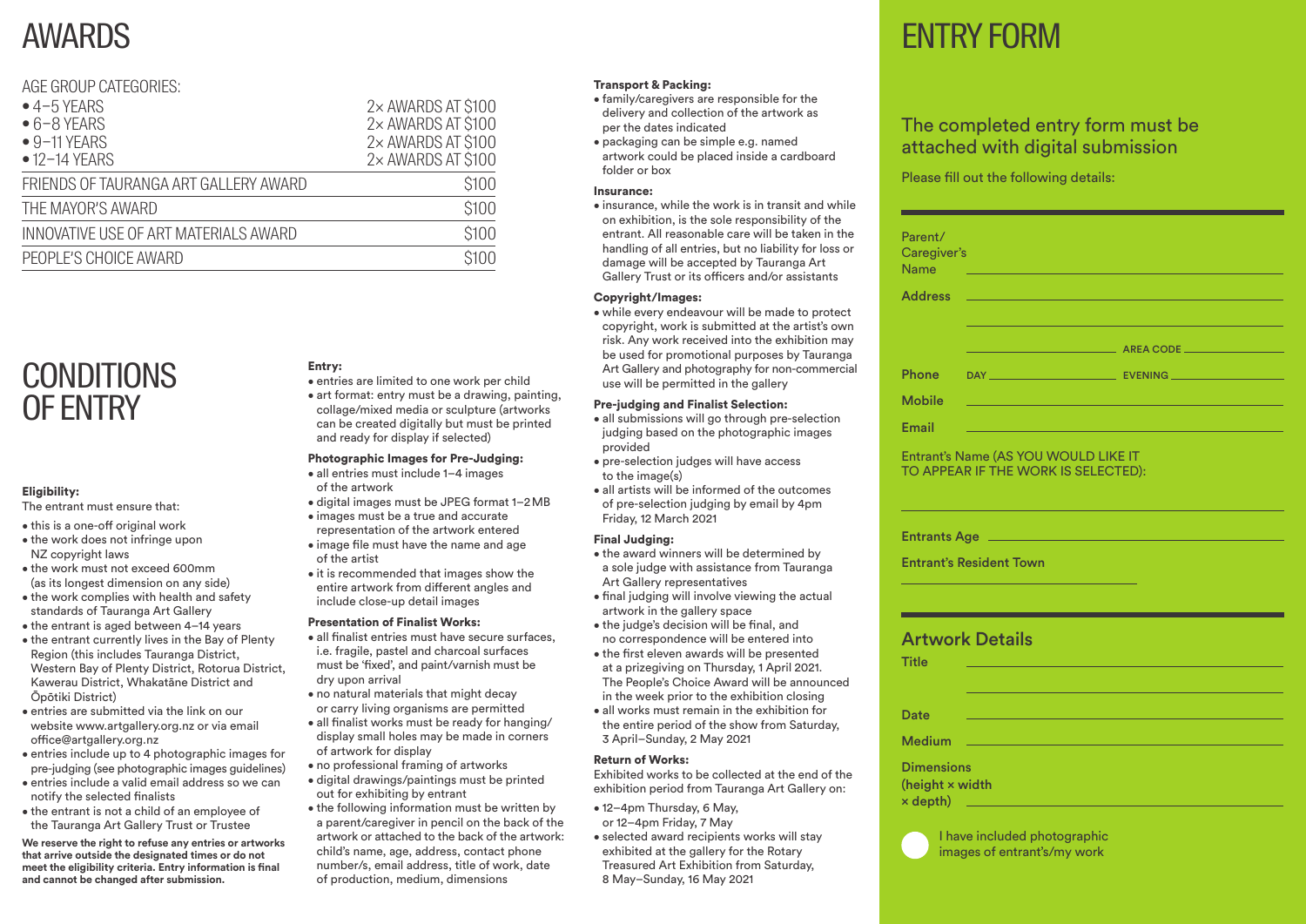# AWARDS

AGE GROUP CATEGORIES:

| | |
|---|---|
| • 4–5 YEARS | 2× AWARDS AT $100 |
| • 6–8 YEARS | 2× AWARDS AT $100 |
| • 9–11 YEARS | 2× AWARDS AT $100 |
| • 12–14 YEARS | 2× AWARDS AT $100 |
| FRIENDS OF TAURANGA ART GALLERY AWARD | $100 |
| THE MAYOR'S AWARD | $100 |
| INNOVATIVE USE OF ART MATERIALS AWARD | $100 |
| PEOPLE'S CHOICE AWARD | $100 |

# CONDITIONS OF ENTRY

**Eligibility:**

The entrant must ensure that:

- this is a one-off original work
- the work does not infringe upon NZ copyright laws
- the work must not exceed 600mm (as its longest dimension on any side)
- the work complies with health and safety standards of Tauranga Art Gallery
- the entrant is aged between 4–14 years
- the entrant currently lives in the Bay of Plenty Region (this includes Tauranga District, Western Bay of Plenty District, Rotorua District, Kawerau District, Whakatāne District and Ōpōtiki District)
- entries are submitted via the link on our website www.artgallery.org.nz or via email office@artgallery.org.nz
- entries include up to 4 photographic images for pre-judging (see photographic images guidelines)
- entries include a valid email address so we can notify the selected finalists
- the entrant is not a child of an employee of the Tauranga Art Gallery Trust or Trustee

**We reserve the right to refuse any entries or artworks that arrive outside the designated times or do not meet the eligibility criteria. Entry information is final and cannot be changed after submission.**

**Entry:**

- entries are limited to one work per child
- art format: entry must be a drawing, painting, collage/mixed media or sculpture (artworks can be created digitally but must be printed and ready for display if selected)

**Photographic Images for Pre-Judging:**

- all entries must include 1–4 images of the artwork
- digital images must be JPEG format 1–2 MB
- images must be a true and accurate representation of the artwork entered
- image file must have the name and age of the artist
- it is recommended that images show the entire artwork from different angles and include close-up detail images

**Presentation of Finalist Works:**

- all finalist entries must have secure surfaces, i.e. fragile, pastel and charcoal surfaces must be 'fixed', and paint/varnish must be dry upon arrival
- no natural materials that might decay or carry living organisms are permitted
- all finalist works must be ready for hanging/display small holes may be made in corners of artwork for display
- no professional framing of artworks
- digital drawings/paintings must be printed out for exhibiting by entrant
- the following information must be written by a parent/caregiver in pencil on the back of the artwork or attached to the back of the artwork: child's name, age, address, contact phone number/s, email address, title of work, date of production, medium, dimensions

**Transport & Packing:**

- family/caregivers are responsible for the delivery and collection of the artwork as per the dates indicated
- packaging can be simple e.g. named artwork could be placed inside a cardboard folder or box

**Insurance:**

- insurance, while the work is in transit and while on exhibition, is the sole responsibility of the entrant. All reasonable care will be taken in the handling of all entries, but no liability for loss or damage will be accepted by Tauranga Art Gallery Trust or its officers and/or assistants

**Copyright/Images:**

- while every endeavour will be made to protect copyright, work is submitted at the artist's own risk. Any work received into the exhibition may be used for promotional purposes by Tauranga Art Gallery and photography for non-commercial use will be permitted in the gallery

**Pre-judging and Finalist Selection:**

- all submissions will go through pre-selection judging based on the photographic images provided
- pre-selection judges will have access to the image(s)
- all artists will be informed of the outcomes of pre-selection judging by email by 4pm Friday, 12 March 2021

**Final Judging:**

- the award winners will be determined by a sole judge with assistance from Tauranga Art Gallery representatives
- final judging will involve viewing the actual artwork in the gallery space
- the judge's decision will be final, and no correspondence will be entered into
- the first eleven awards will be presented at a prizegiving on Thursday, 1 April 2021. The People's Choice Award will be announced in the week prior to the exhibition closing
- all works must remain in the exhibition for the entire period of the show from Saturday, 3 April–Sunday, 2 May 2021

**Return of Works:**

Exhibited works to be collected at the end of the exhibition period from Tauranga Art Gallery on:

- 12–4pm Thursday, 6 May, or 12–4pm Friday, 7 May
- selected award recipients works will stay exhibited at the gallery for the Rotary Treasured Art Exhibition from Saturday, 8 May–Sunday, 16 May 2021

# ENTRY FORM

## The completed entry form must be attached with digital submission

Please fill out the following details:

Parent/Caregiver's Name ____________________

Address ____________________

____________________

____________________ AREA CODE ____________________

Phone DAY ____________________ EVENING ____________________

Mobile ____________________

Email ____________________

Entrant's Name (AS YOU WOULD LIKE IT TO APPEAR IF THE WORK IS SELECTED):

____________________

Entrants Age ____________________

Entrant's Resident Town

____________________

## Artwork Details

Title ____________________

____________________

Date ____________________

Medium ____________________

Dimensions (height × width × depth) ____________________

○ I have included photographic images of entrant's/my work